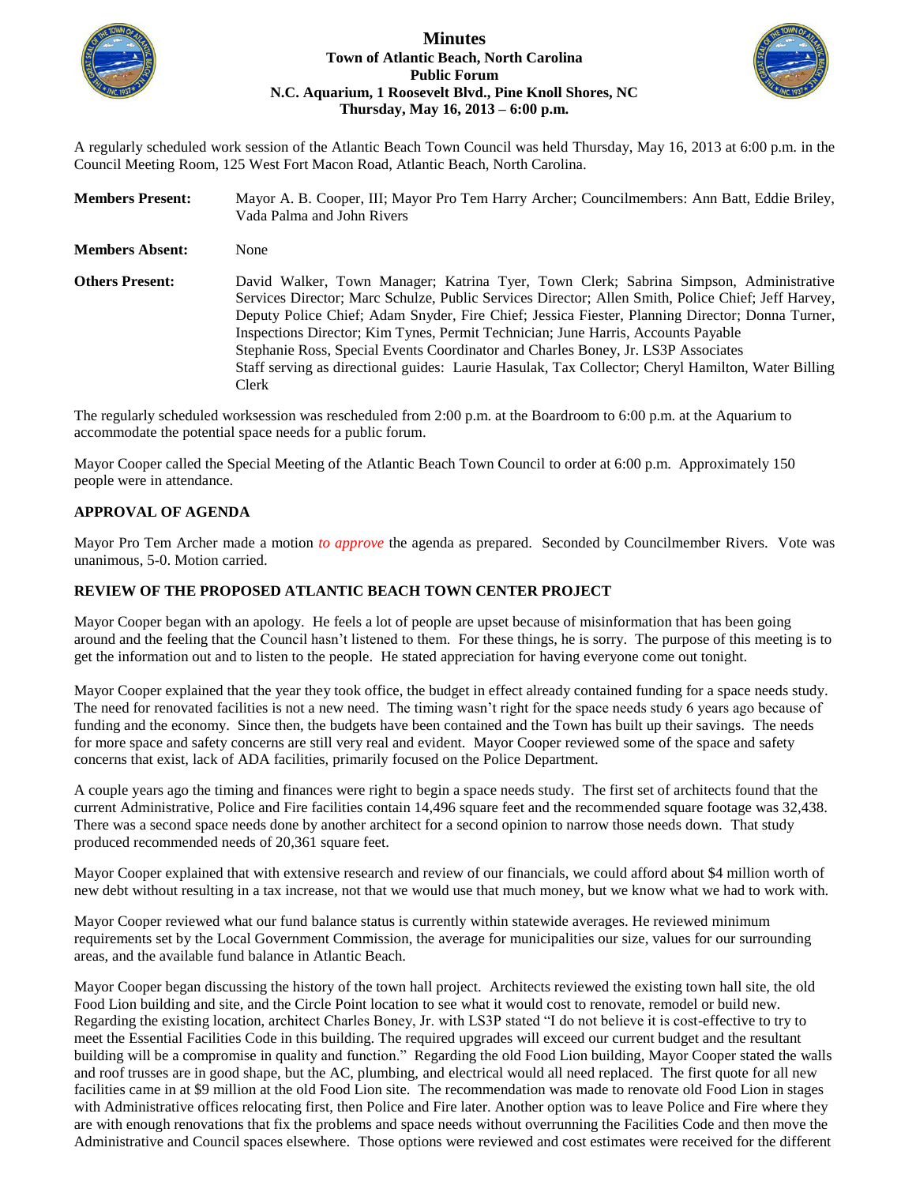# Minutes

**Town of Atlantic Beach, North Carolina**
**Public Forum**
**N.C. Aquarium, 1 Roosevelt Blvd., Pine Knoll Shores, NC**
**Thursday, May 16, 2013 – 6:00 p.m.**

A regularly scheduled work session of the Atlantic Beach Town Council was held Thursday, May 16, 2013 at 6:00 p.m. in the Council Meeting Room, 125 West Fort Macon Road, Atlantic Beach, North Carolina.

**Members Present:** Mayor A. B. Cooper, III; Mayor Pro Tem Harry Archer; Councilmembers: Ann Batt, Eddie Briley, Vada Palma and John Rivers

**Members Absent:** None

**Others Present:** David Walker, Town Manager; Katrina Tyer, Town Clerk; Sabrina Simpson, Administrative Services Director; Marc Schulze, Public Services Director; Allen Smith, Police Chief; Jeff Harvey, Deputy Police Chief; Adam Snyder, Fire Chief; Jessica Fiester, Planning Director; Donna Turner, Inspections Director; Kim Tynes, Permit Technician; June Harris, Accounts Payable
Stephanie Ross, Special Events Coordinator and Charles Boney, Jr. LS3P Associates
Staff serving as directional guides: Laurie Hasulak, Tax Collector; Cheryl Hamilton, Water Billing Clerk

The regularly scheduled worksession was rescheduled from 2:00 p.m. at the Boardroom to 6:00 p.m. at the Aquarium to accommodate the potential space needs for a public forum.

Mayor Cooper called the Special Meeting of the Atlantic Beach Town Council to order at 6:00 p.m. Approximately 150 people were in attendance.

## APPROVAL OF AGENDA

Mayor Pro Tem Archer made a motion *to approve* the agenda as prepared. Seconded by Councilmember Rivers. Vote was unanimous, 5-0. Motion carried.

## REVIEW OF THE PROPOSED ATLANTIC BEACH TOWN CENTER PROJECT

Mayor Cooper began with an apology. He feels a lot of people are upset because of misinformation that has been going around and the feeling that the Council hasn't listened to them. For these things, he is sorry. The purpose of this meeting is to get the information out and to listen to the people. He stated appreciation for having everyone come out tonight.

Mayor Cooper explained that the year they took office, the budget in effect already contained funding for a space needs study. The need for renovated facilities is not a new need. The timing wasn't right for the space needs study 6 years ago because of funding and the economy. Since then, the budgets have been contained and the Town has built up their savings. The needs for more space and safety concerns are still very real and evident. Mayor Cooper reviewed some of the space and safety concerns that exist, lack of ADA facilities, primarily focused on the Police Department.

A couple years ago the timing and finances were right to begin a space needs study. The first set of architects found that the current Administrative, Police and Fire facilities contain 14,496 square feet and the recommended square footage was 32,438. There was a second space needs done by another architect for a second opinion to narrow those needs down. That study produced recommended needs of 20,361 square feet.

Mayor Cooper explained that with extensive research and review of our financials, we could afford about $4 million worth of new debt without resulting in a tax increase, not that we would use that much money, but we know what we had to work with.

Mayor Cooper reviewed what our fund balance status is currently within statewide averages. He reviewed minimum requirements set by the Local Government Commission, the average for municipalities our size, values for our surrounding areas, and the available fund balance in Atlantic Beach.

Mayor Cooper began discussing the history of the town hall project. Architects reviewed the existing town hall site, the old Food Lion building and site, and the Circle Point location to see what it would cost to renovate, remodel or build new. Regarding the existing location, architect Charles Boney, Jr. with LS3P stated "I do not believe it is cost-effective to try to meet the Essential Facilities Code in this building. The required upgrades will exceed our current budget and the resultant building will be a compromise in quality and function." Regarding the old Food Lion building, Mayor Cooper stated the walls and roof trusses are in good shape, but the AC, plumbing, and electrical would all need replaced. The first quote for all new facilities came in at $9 million at the old Food Lion site. The recommendation was made to renovate old Food Lion in stages with Administrative offices relocating first, then Police and Fire later. Another option was to leave Police and Fire where they are with enough renovations that fix the problems and space needs without overrunning the Facilities Code and then move the Administrative and Council spaces elsewhere. Those options were reviewed and cost estimates were received for the different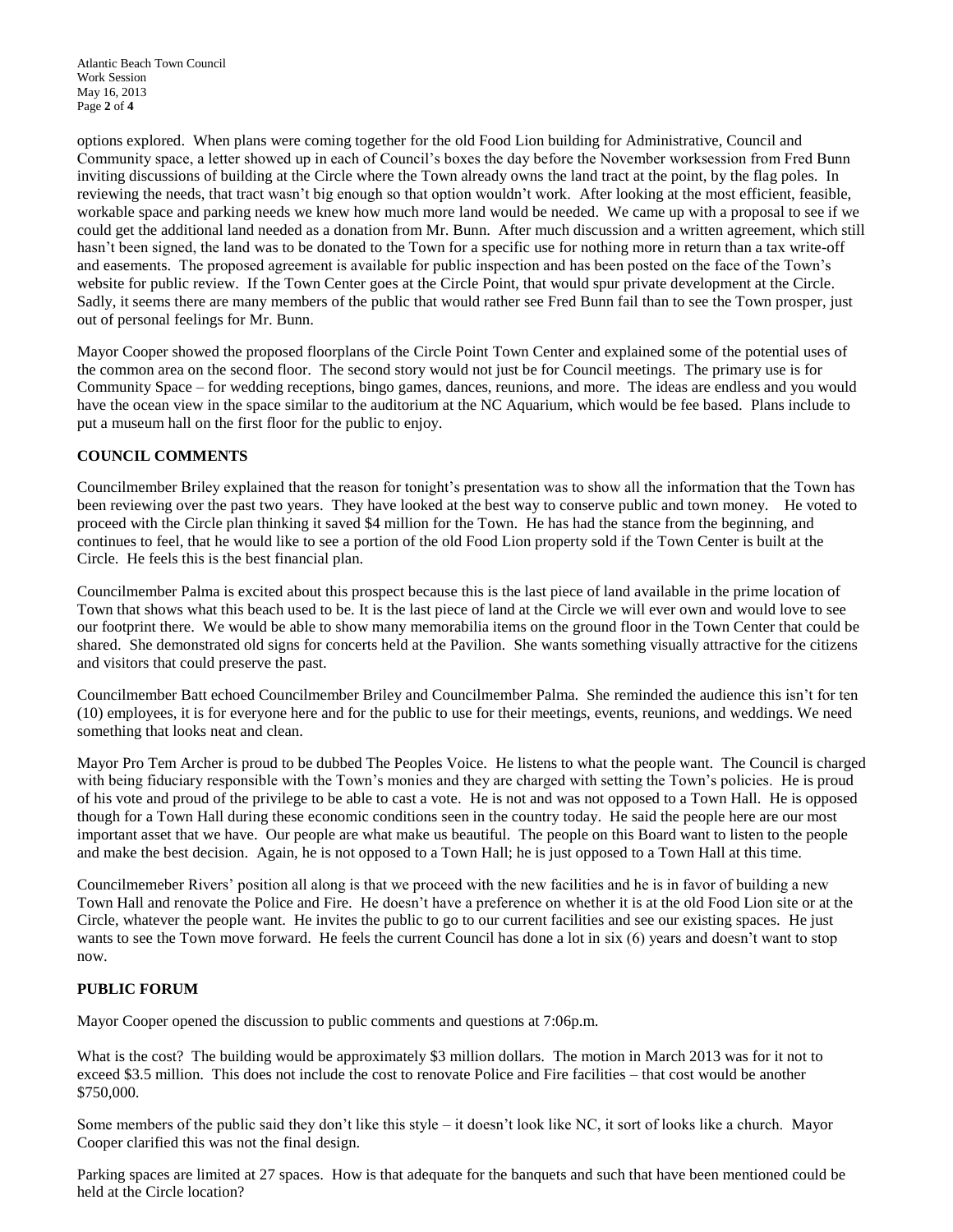options explored. When plans were coming together for the old Food Lion building for Administrative, Council and Community space, a letter showed up in each of Council's boxes the day before the November worksession from Fred Bunn inviting discussions of building at the Circle where the Town already owns the land tract at the point, by the flag poles. In reviewing the needs, that tract wasn't big enough so that option wouldn't work. After looking at the most efficient, feasible, workable space and parking needs we knew how much more land would be needed. We came up with a proposal to see if we could get the additional land needed as a donation from Mr. Bunn. After much discussion and a written agreement, which still hasn't been signed, the land was to be donated to the Town for a specific use for nothing more in return than a tax write-off and easements. The proposed agreement is available for public inspection and has been posted on the face of the Town's website for public review. If the Town Center goes at the Circle Point, that would spur private development at the Circle. Sadly, it seems there are many members of the public that would rather see Fred Bunn fail than to see the Town prosper, just out of personal feelings for Mr. Bunn.

Mayor Cooper showed the proposed floorplans of the Circle Point Town Center and explained some of the potential uses of the common area on the second floor. The second story would not just be for Council meetings. The primary use is for Community Space – for wedding receptions, bingo games, dances, reunions, and more. The ideas are endless and you would have the ocean view in the space similar to the auditorium at the NC Aquarium, which would be fee based. Plans include to put a museum hall on the first floor for the public to enjoy.

## COUNCIL COMMENTS

Councilmember Briley explained that the reason for tonight's presentation was to show all the information that the Town has been reviewing over the past two years. They have looked at the best way to conserve public and town money. He voted to proceed with the Circle plan thinking it saved $4 million for the Town. He has had the stance from the beginning, and continues to feel, that he would like to see a portion of the old Food Lion property sold if the Town Center is built at the Circle. He feels this is the best financial plan.

Councilmember Palma is excited about this prospect because this is the last piece of land available in the prime location of Town that shows what this beach used to be. It is the last piece of land at the Circle we will ever own and would love to see our footprint there. We would be able to show many memorabilia items on the ground floor in the Town Center that could be shared. She demonstrated old signs for concerts held at the Pavilion. She wants something visually attractive for the citizens and visitors that could preserve the past.

Councilmember Batt echoed Councilmember Briley and Councilmember Palma. She reminded the audience this isn't for ten (10) employees, it is for everyone here and for the public to use for their meetings, events, reunions, and weddings. We need something that looks neat and clean.

Mayor Pro Tem Archer is proud to be dubbed The Peoples Voice. He listens to what the people want. The Council is charged with being fiduciary responsible with the Town's monies and they are charged with setting the Town's policies. He is proud of his vote and proud of the privilege to be able to cast a vote. He is not and was not opposed to a Town Hall. He is opposed though for a Town Hall during these economic conditions seen in the country today. He said the people here are our most important asset that we have. Our people are what make us beautiful. The people on this Board want to listen to the people and make the best decision. Again, he is not opposed to a Town Hall; he is just opposed to a Town Hall at this time.

Councilmemeber Rivers' position all along is that we proceed with the new facilities and he is in favor of building a new Town Hall and renovate the Police and Fire. He doesn't have a preference on whether it is at the old Food Lion site or at the Circle, whatever the people want. He invites the public to go to our current facilities and see our existing spaces. He just wants to see the Town move forward. He feels the current Council has done a lot in six (6) years and doesn't want to stop now.

## PUBLIC FORUM

Mayor Cooper opened the discussion to public comments and questions at 7:06p.m.

What is the cost? The building would be approximately $3 million dollars. The motion in March 2013 was for it not to exceed $3.5 million. This does not include the cost to renovate Police and Fire facilities – that cost would be another $750,000.

Some members of the public said they don't like this style – it doesn't look like NC, it sort of looks like a church. Mayor Cooper clarified this was not the final design.

Parking spaces are limited at 27 spaces. How is that adequate for the banquets and such that have been mentioned could be held at the Circle location?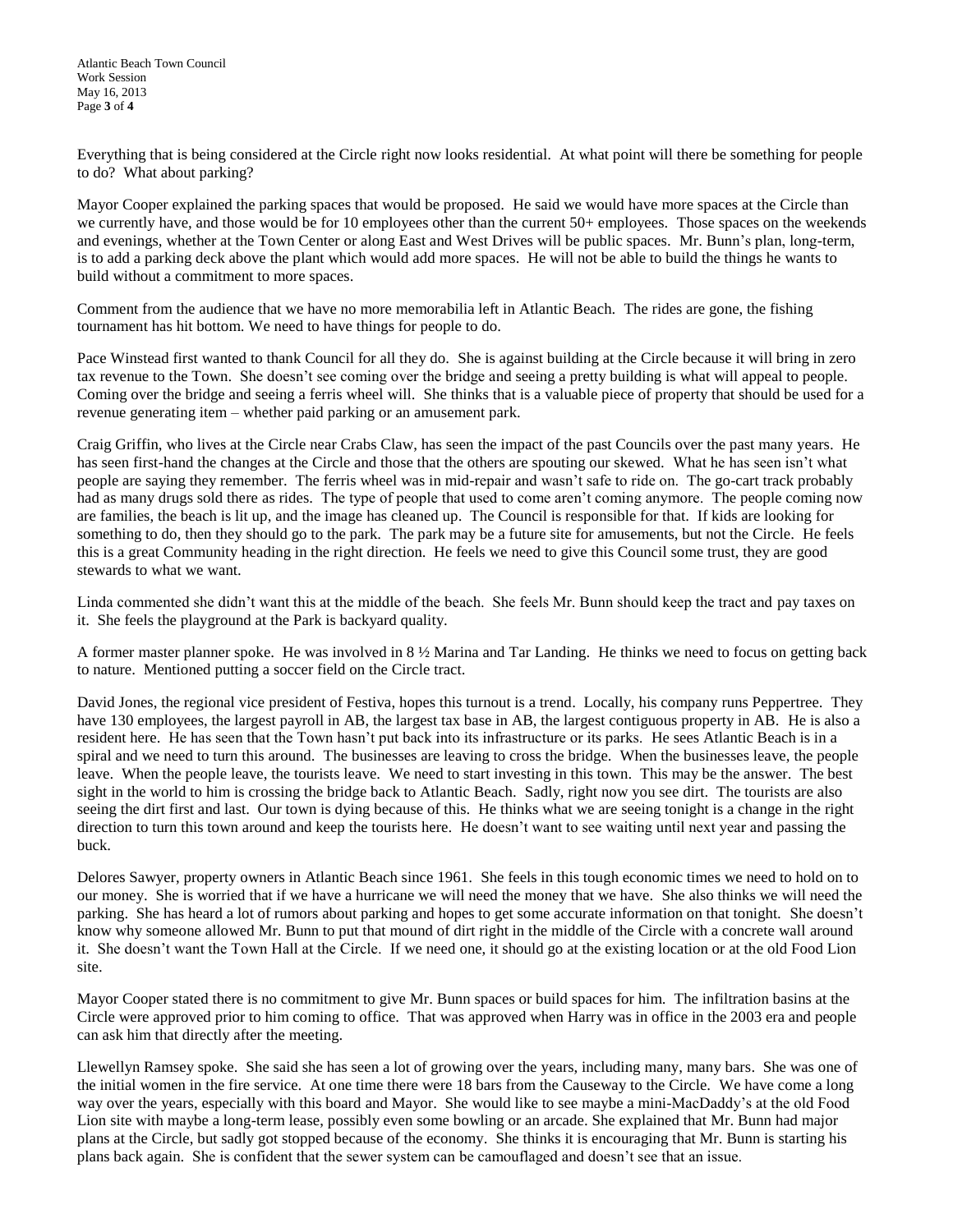Everything that is being considered at the Circle right now looks residential. At what point will there be something for people to do? What about parking?

Mayor Cooper explained the parking spaces that would be proposed. He said we would have more spaces at the Circle than we currently have, and those would be for 10 employees other than the current 50+ employees. Those spaces on the weekends and evenings, whether at the Town Center or along East and West Drives will be public spaces. Mr. Bunn's plan, long-term, is to add a parking deck above the plant which would add more spaces. He will not be able to build the things he wants to build without a commitment to more spaces.

Comment from the audience that we have no more memorabilia left in Atlantic Beach. The rides are gone, the fishing tournament has hit bottom. We need to have things for people to do.

Pace Winstead first wanted to thank Council for all they do. She is against building at the Circle because it will bring in zero tax revenue to the Town. She doesn't see coming over the bridge and seeing a pretty building is what will appeal to people. Coming over the bridge and seeing a ferris wheel will. She thinks that is a valuable piece of property that should be used for a revenue generating item – whether paid parking or an amusement park.

Craig Griffin, who lives at the Circle near Crabs Claw, has seen the impact of the past Councils over the past many years. He has seen first-hand the changes at the Circle and those that the others are spouting our skewed. What he has seen isn't what people are saying they remember. The ferris wheel was in mid-repair and wasn't safe to ride on. The go-cart track probably had as many drugs sold there as rides. The type of people that used to come aren't coming anymore. The people coming now are families, the beach is lit up, and the image has cleaned up. The Council is responsible for that. If kids are looking for something to do, then they should go to the park. The park may be a future site for amusements, but not the Circle. He feels this is a great Community heading in the right direction. He feels we need to give this Council some trust, they are good stewards to what we want.

Linda commented she didn't want this at the middle of the beach. She feels Mr. Bunn should keep the tract and pay taxes on it. She feels the playground at the Park is backyard quality.

A former master planner spoke. He was involved in 8 ½ Marina and Tar Landing. He thinks we need to focus on getting back to nature. Mentioned putting a soccer field on the Circle tract.

David Jones, the regional vice president of Festiva, hopes this turnout is a trend. Locally, his company runs Peppertree. They have 130 employees, the largest payroll in AB, the largest tax base in AB, the largest contiguous property in AB. He is also a resident here. He has seen that the Town hasn't put back into its infrastructure or its parks. He sees Atlantic Beach is in a spiral and we need to turn this around. The businesses are leaving to cross the bridge. When the businesses leave, the people leave. When the people leave, the tourists leave. We need to start investing in this town. This may be the answer. The best sight in the world to him is crossing the bridge back to Atlantic Beach. Sadly, right now you see dirt. The tourists are also seeing the dirt first and last. Our town is dying because of this. He thinks what we are seeing tonight is a change in the right direction to turn this town around and keep the tourists here. He doesn't want to see waiting until next year and passing the buck.

Delores Sawyer, property owners in Atlantic Beach since 1961. She feels in this tough economic times we need to hold on to our money. She is worried that if we have a hurricane we will need the money that we have. She also thinks we will need the parking. She has heard a lot of rumors about parking and hopes to get some accurate information on that tonight. She doesn't know why someone allowed Mr. Bunn to put that mound of dirt right in the middle of the Circle with a concrete wall around it. She doesn't want the Town Hall at the Circle. If we need one, it should go at the existing location or at the old Food Lion site.

Mayor Cooper stated there is no commitment to give Mr. Bunn spaces or build spaces for him. The infiltration basins at the Circle were approved prior to him coming to office. That was approved when Harry was in office in the 2003 era and people can ask him that directly after the meeting.

Llewellyn Ramsey spoke. She said she has seen a lot of growing over the years, including many, many bars. She was one of the initial women in the fire service. At one time there were 18 bars from the Causeway to the Circle. We have come a long way over the years, especially with this board and Mayor. She would like to see maybe a mini-MacDaddy's at the old Food Lion site with maybe a long-term lease, possibly even some bowling or an arcade. She explained that Mr. Bunn had major plans at the Circle, but sadly got stopped because of the economy. She thinks it is encouraging that Mr. Bunn is starting his plans back again. She is confident that the sewer system can be camouflaged and doesn't see that an issue.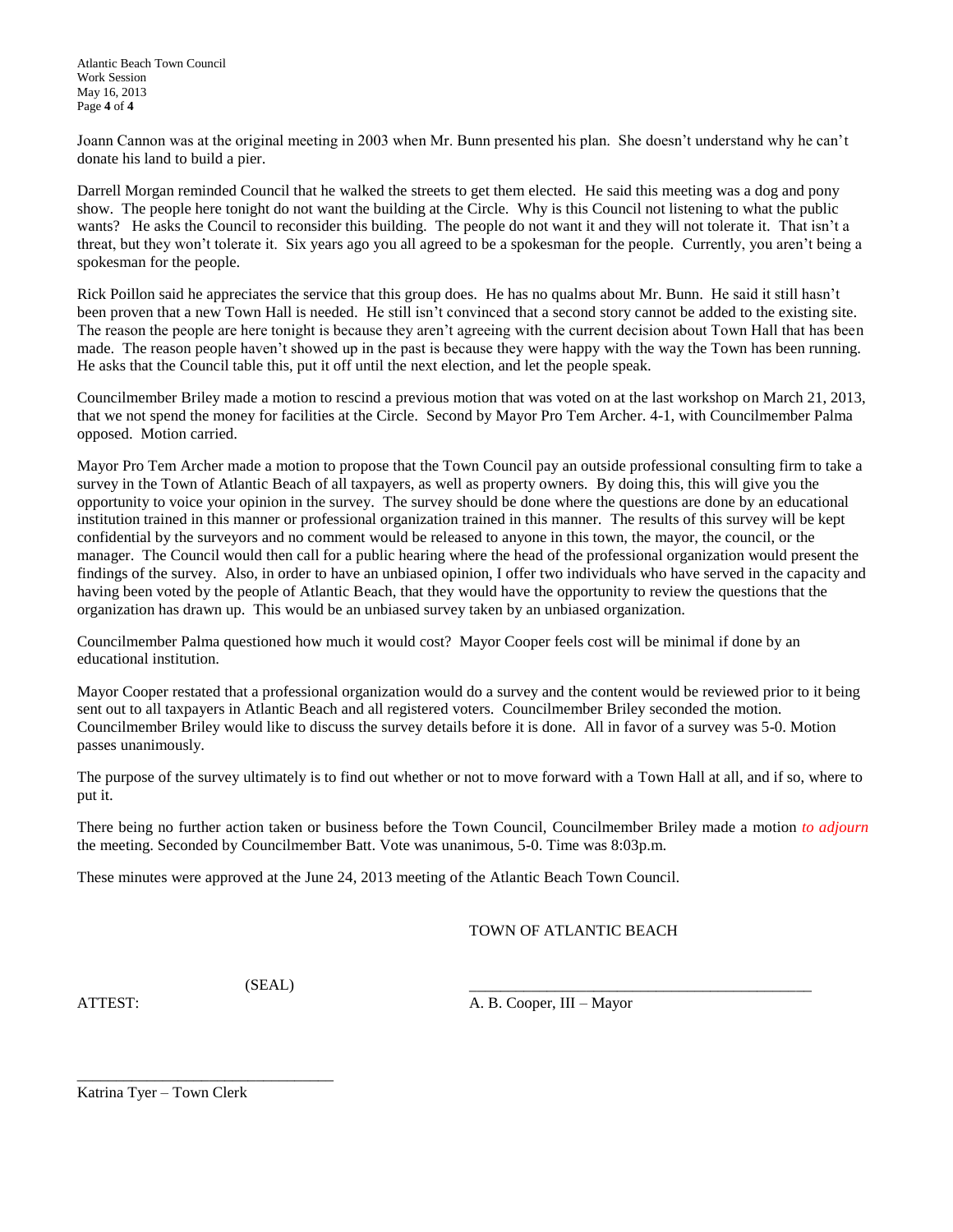Joann Cannon was at the original meeting in 2003 when Mr. Bunn presented his plan. She doesn't understand why he can't donate his land to build a pier.

Darrell Morgan reminded Council that he walked the streets to get them elected. He said this meeting was a dog and pony show. The people here tonight do not want the building at the Circle. Why is this Council not listening to what the public wants? He asks the Council to reconsider this building. The people do not want it and they will not tolerate it. That isn't a threat, but they won't tolerate it. Six years ago you all agreed to be a spokesman for the people. Currently, you aren't being a spokesman for the people.

Rick Poillon said he appreciates the service that this group does. He has no qualms about Mr. Bunn. He said it still hasn't been proven that a new Town Hall is needed. He still isn't convinced that a second story cannot be added to the existing site. The reason the people are here tonight is because they aren't agreeing with the current decision about Town Hall that has been made. The reason people haven't showed up in the past is because they were happy with the way the Town has been running. He asks that the Council table this, put it off until the next election, and let the people speak.

Councilmember Briley made a motion to rescind a previous motion that was voted on at the last workshop on March 21, 2013, that we not spend the money for facilities at the Circle. Second by Mayor Pro Tem Archer. 4-1, with Councilmember Palma opposed. Motion carried.

Mayor Pro Tem Archer made a motion to propose that the Town Council pay an outside professional consulting firm to take a survey in the Town of Atlantic Beach of all taxpayers, as well as property owners. By doing this, this will give you the opportunity to voice your opinion in the survey. The survey should be done where the questions are done by an educational institution trained in this manner or professional organization trained in this manner. The results of this survey will be kept confidential by the surveyors and no comment would be released to anyone in this town, the mayor, the council, or the manager. The Council would then call for a public hearing where the head of the professional organization would present the findings of the survey. Also, in order to have an unbiased opinion, I offer two individuals who have served in the capacity and having been voted by the people of Atlantic Beach, that they would have the opportunity to review the questions that the organization has drawn up. This would be an unbiased survey taken by an unbiased organization.

Councilmember Palma questioned how much it would cost? Mayor Cooper feels cost will be minimal if done by an educational institution.

Mayor Cooper restated that a professional organization would do a survey and the content would be reviewed prior to it being sent out to all taxpayers in Atlantic Beach and all registered voters. Councilmember Briley seconded the motion. Councilmember Briley would like to discuss the survey details before it is done. All in favor of a survey was 5-0. Motion passes unanimously.

The purpose of the survey ultimately is to find out whether or not to move forward with a Town Hall at all, and if so, where to put it.

There being no further action taken or business before the Town Council, Councilmember Briley made a motion *to adjourn* the meeting. Seconded by Councilmember Batt. Vote was unanimous, 5-0. Time was 8:03p.m.

These minutes were approved at the June 24, 2013 meeting of the Atlantic Beach Town Council.

TOWN OF ATLANTIC BEACH

(SEAL)

ATTEST:

\_\_\_\_\_\_\_\_\_\_\_\_\_\_\_\_\_\_\_\_\_\_\_\_\_\_\_\_\_\_\_\_\_\_\_\_\_\_\_\_
A. B. Cooper, III – Mayor

\_\_\_\_\_\_\_\_\_\_\_\_\_\_\_\_\_\_\_\_\_\_\_\_\_\_\_\_\_\_
Katrina Tyer – Town Clerk